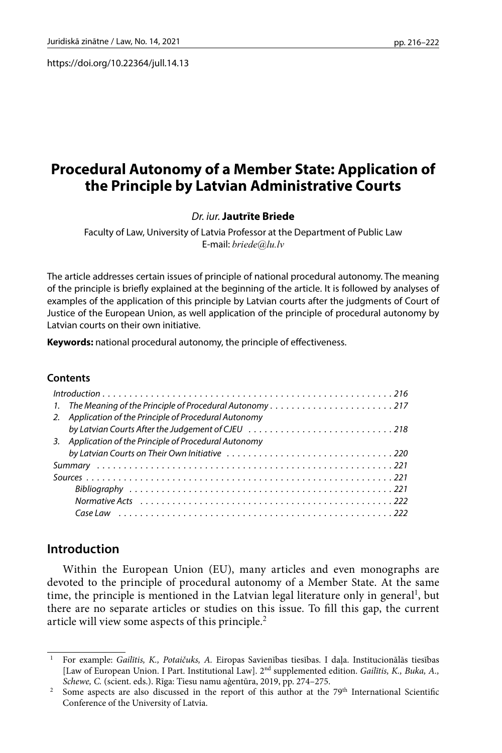https://doi.org/10.22364/jull.14.13

# Procedural Autonomy of a Member State: Application of the Principle by Latvian Administrative Courts

*Dr. iur.* **Jautrīte Briede**

Faculty of Law, University of Latvia Professor at the Department of Public Law
E-mail: *briede@lu.lv*

The article addresses certain issues of principle of national procedural autonomy. The meaning of the principle is briefly explained at the beginning of the article. It is followed by analyses of examples of the application of this principle by Latvian courts after the judgments of Court of Justice of the European Union, as well application of the principle of procedural autonomy by Latvian courts on their own initiative.

**Keywords:** national procedural autonomy, the principle of effectiveness.

### Contents

*Introduction* . . . . . . . . . . . . . . . . . . . . . . . . . . . . . . . . . . . . . . . . . . . . . . . . . . . . . . *216*
*1. The Meaning of the Principle of Procedural Autonomy* . . . . . . . . . . . . . . . . . . . . . . . *217*
*2. Application of the Principle of Procedural Autonomy by Latvian Courts After the Judgement of CJEU* . . . . . . . . . . . . . . . . . . . . . . . . . . . *218*
*3. Application of the Principle of Procedural Autonomy by Latvian Courts on Their Own Initiative* . . . . . . . . . . . . . . . . . . . . . . . . . . . . . . . *220*
*Summary* . . . . . . . . . . . . . . . . . . . . . . . . . . . . . . . . . . . . . . . . . . . . . . . . . . . . . . *221*
*Sources* . . . . . . . . . . . . . . . . . . . . . . . . . . . . . . . . . . . . . . . . . . . . . . . . . . . . . . . *221*
*Bibliography* . . . . . . . . . . . . . . . . . . . . . . . . . . . . . . . . . . . . . . . . . . . . . . . . . *221*
*Normative Acts* . . . . . . . . . . . . . . . . . . . . . . . . . . . . . . . . . . . . . . . . . . . . . . . *222*
*Case Law* . . . . . . . . . . . . . . . . . . . . . . . . . . . . . . . . . . . . . . . . . . . . . . . . . . . *222*

## Introduction

Within the European Union (EU), many articles and even monographs are devoted to the principle of procedural autonomy of a Member State. At the same time, the principle is mentioned in the Latvian legal literature only in general[1], but there are no separate articles or studies on this issue. To fill this gap, the current article will view some aspects of this principle.[2]

---

[1] For example: *Gailītis, K., Potaičuks, A.* Eiropas Savienības tiesības. I daļa. Institucionālās tiesības [Law of European Union. I Part. Institutional Law]. 2nd supplemented edition. *Gailītis, K., Buka, A., Schewe, C.* (scient. eds.). Rīga: Tiesu namu aģentūra, 2019, pp. 274–275.

[2] Some aspects are also discussed in the report of this author at the 79th International Scientific Conference of the University of Latvia.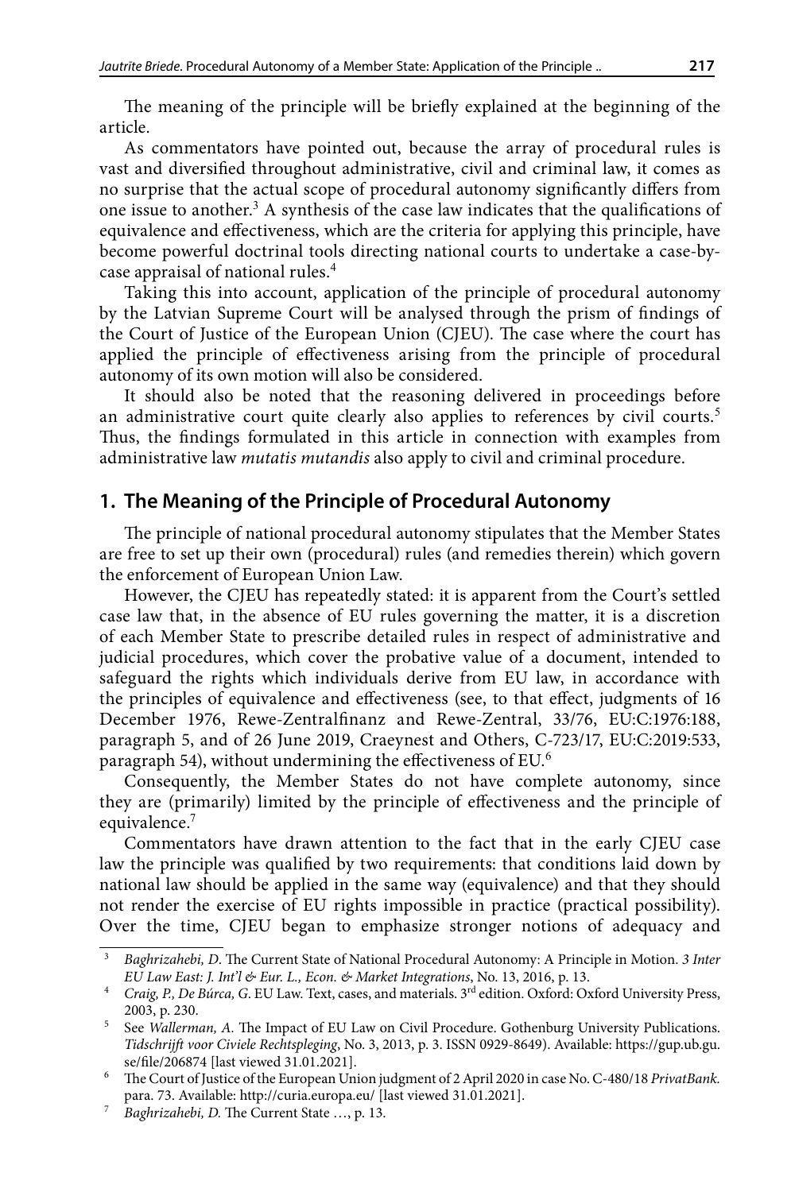The meaning of the principle will be briefly explained at the beginning of the article.

As commentators have pointed out, because the array of procedural rules is vast and diversified throughout administrative, civil and criminal law, it comes as no surprise that the actual scope of procedural autonomy significantly differs from one issue to another.[3] A synthesis of the case law indicates that the qualifications of equivalence and effectiveness, which are the criteria for applying this principle, have become powerful doctrinal tools directing national courts to undertake a case-by-case appraisal of national rules.[4]

Taking this into account, application of the principle of procedural autonomy by the Latvian Supreme Court will be analysed through the prism of findings of the Court of Justice of the European Union (CJEU). The case where the court has applied the principle of effectiveness arising from the principle of procedural autonomy of its own motion will also be considered.

It should also be noted that the reasoning delivered in proceedings before an administrative court quite clearly also applies to references by civil courts.[5] Thus, the findings formulated in this article in connection with examples from administrative law *mutatis mutandis* also apply to civil and criminal procedure.

## 1. The Meaning of the Principle of Procedural Autonomy

The principle of national procedural autonomy stipulates that the Member States are free to set up their own (procedural) rules (and remedies therein) which govern the enforcement of European Union Law.

However, the CJEU has repeatedly stated: it is apparent from the Court's settled case law that, in the absence of EU rules governing the matter, it is a discretion of each Member State to prescribe detailed rules in respect of administrative and judicial procedures, which cover the probative value of a document, intended to safeguard the rights which individuals derive from EU law, in accordance with the principles of equivalence and effectiveness (see, to that effect, judgments of 16 December 1976, Rewe-Zentralfinanz and Rewe-Zentral, 33/76, EU:C:1976:188, paragraph 5, and of 26 June 2019, Craeynest and Others, C-723/17, EU:C:2019:533, paragraph 54), without undermining the effectiveness of EU.[6]

Consequently, the Member States do not have complete autonomy, since they are (primarily) limited by the principle of effectiveness and the principle of equivalence.[7]

Commentators have drawn attention to the fact that in the early CJEU case law the principle was qualified by two requirements: that conditions laid down by national law should be applied in the same way (equivalence) and that they should not render the exercise of EU rights impossible in practice (practical possibility). Over the time, CJEU began to emphasize stronger notions of adequacy and

---

[3] *Baghrizahebi, D.* The Current State of National Procedural Autonomy: A Principle in Motion. *3 Inter EU Law East: J. Int'l & Eur. L., Econ. & Market Integrations*, No. 13, 2016, p. 13.

[4] *Craig, P., De Búrca, G.* EU Law. Text, cases, and materials. 3rd edition. Oxford: Oxford University Press, 2003, p. 230.

[5] See *Wallerman, A.* The Impact of EU Law on Civil Procedure. Gothenburg University Publications. *Tidschrijft voor Civiele Rechtspleging*, No. 3, 2013, p. 3. ISSN 0929-8649). Available: https://gup.ub.gu.se/file/206874 [last viewed 31.01.2021].

[6] The Court of Justice of the European Union judgment of 2 April 2020 in case No. C-480/18 *PrivatBank.* para. 73. Available: http://curia.europa.eu/ [last viewed 31.01.2021].

[7] *Baghrizahebi, D.* The Current State …, p. 13.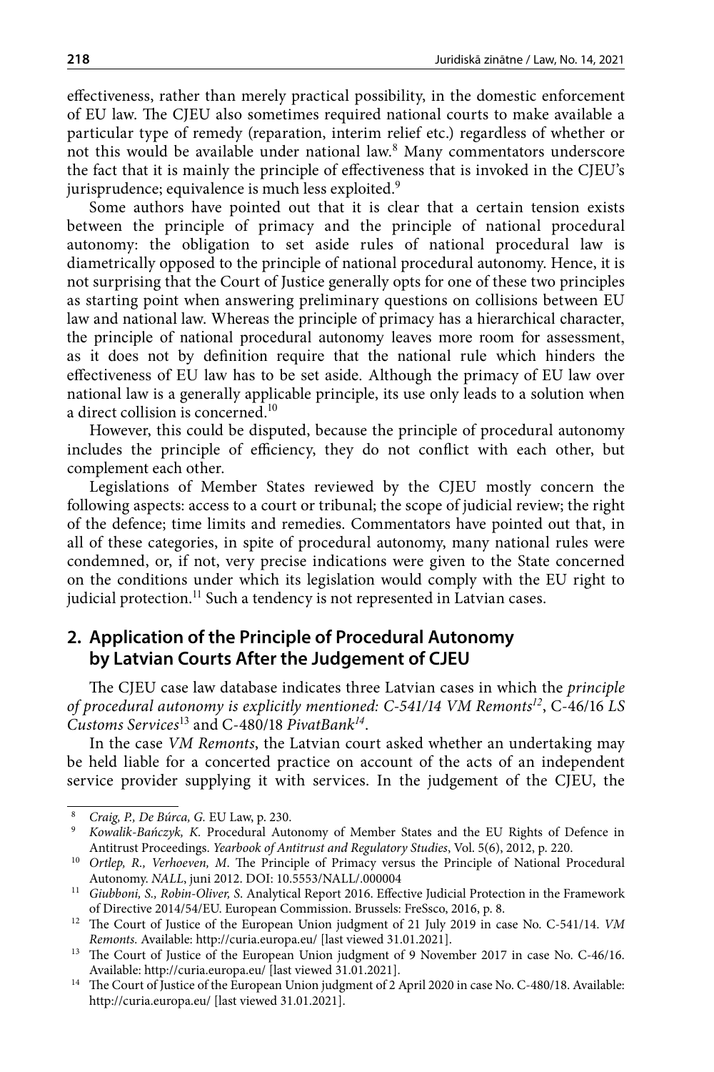effectiveness, rather than merely practical possibility, in the domestic enforcement of EU law. The CJEU also sometimes required national courts to make available a particular type of remedy (reparation, interim relief etc.) regardless of whether or not this would be available under national law.[8] Many commentators underscore the fact that it is mainly the principle of effectiveness that is invoked in the CJEU's jurisprudence; equivalence is much less exploited.[9]

Some authors have pointed out that it is clear that a certain tension exists between the principle of primacy and the principle of national procedural autonomy: the obligation to set aside rules of national procedural law is diametrically opposed to the principle of national procedural autonomy. Hence, it is not surprising that the Court of Justice generally opts for one of these two principles as starting point when answering preliminary questions on collisions between EU law and national law. Whereas the principle of primacy has a hierarchical character, the principle of national procedural autonomy leaves more room for assessment, as it does not by definition require that the national rule which hinders the effectiveness of EU law has to be set aside. Although the primacy of EU law over national law is a generally applicable principle, its use only leads to a solution when a direct collision is concerned.[10]

However, this could be disputed, because the principle of procedural autonomy includes the principle of efficiency, they do not conflict with each other, but complement each other.

Legislations of Member States reviewed by the CJEU mostly concern the following aspects: access to a court or tribunal; the scope of judicial review; the right of the defence; time limits and remedies. Commentators have pointed out that, in all of these categories, in spite of procedural autonomy, many national rules were condemned, or, if not, very precise indications were given to the State concerned on the conditions under which its legislation would comply with the EU right to judicial protection.[11] Such a tendency is not represented in Latvian cases.

## 2. Application of the Principle of Procedural Autonomy by Latvian Courts After the Judgement of CJEU

The CJEU case law database indicates three Latvian cases in which the *principle of procedural autonomy is explicitly mentioned: C-541/14 VM Remonts*[12], C-46/16 *LS Customs Services*[13] and C-480/18 *PivatBank*[14].

In the case *VM Remonts*, the Latvian court asked whether an undertaking may be held liable for a concerted practice on account of the acts of an independent service provider supplying it with services. In the judgement of the CJEU, the

---

[8] *Craig, P., De Búrca, G.* EU Law, p. 230.

[9] *Kowalik-Bańczyk, K.* Procedural Autonomy of Member States and the EU Rights of Defence in Antitrust Proceedings. *Yearbook of Antitrust and Regulatory Studies*, Vol. 5(6), 2012, p. 220.

[10] *Ortlep, R., Verhoeven, M.* The Principle of Primacy versus the Principle of National Procedural Autonomy. *NALL*, juni 2012. DOI: 10.5553/NALL/.000004

[11] *Giubboni, S., Robin-Oliver, S.* Analytical Report 2016. Effective Judicial Protection in the Framework of Directive 2014/54/EU. European Commission. Brussels: FreSsco, 2016, p. 8.

[12] The Court of Justice of the European Union judgment of 21 July 2019 in case No. C-541/14. *VM Remonts.* Available: http://curia.europa.eu/ [last viewed 31.01.2021].

[13] The Court of Justice of the European Union judgment of 9 November 2017 in case No. C-46/16. Available: http://curia.europa.eu/ [last viewed 31.01.2021].

[14] The Court of Justice of the European Union judgment of 2 April 2020 in case No. C-480/18. Available: http://curia.europa.eu/ [last viewed 31.01.2021].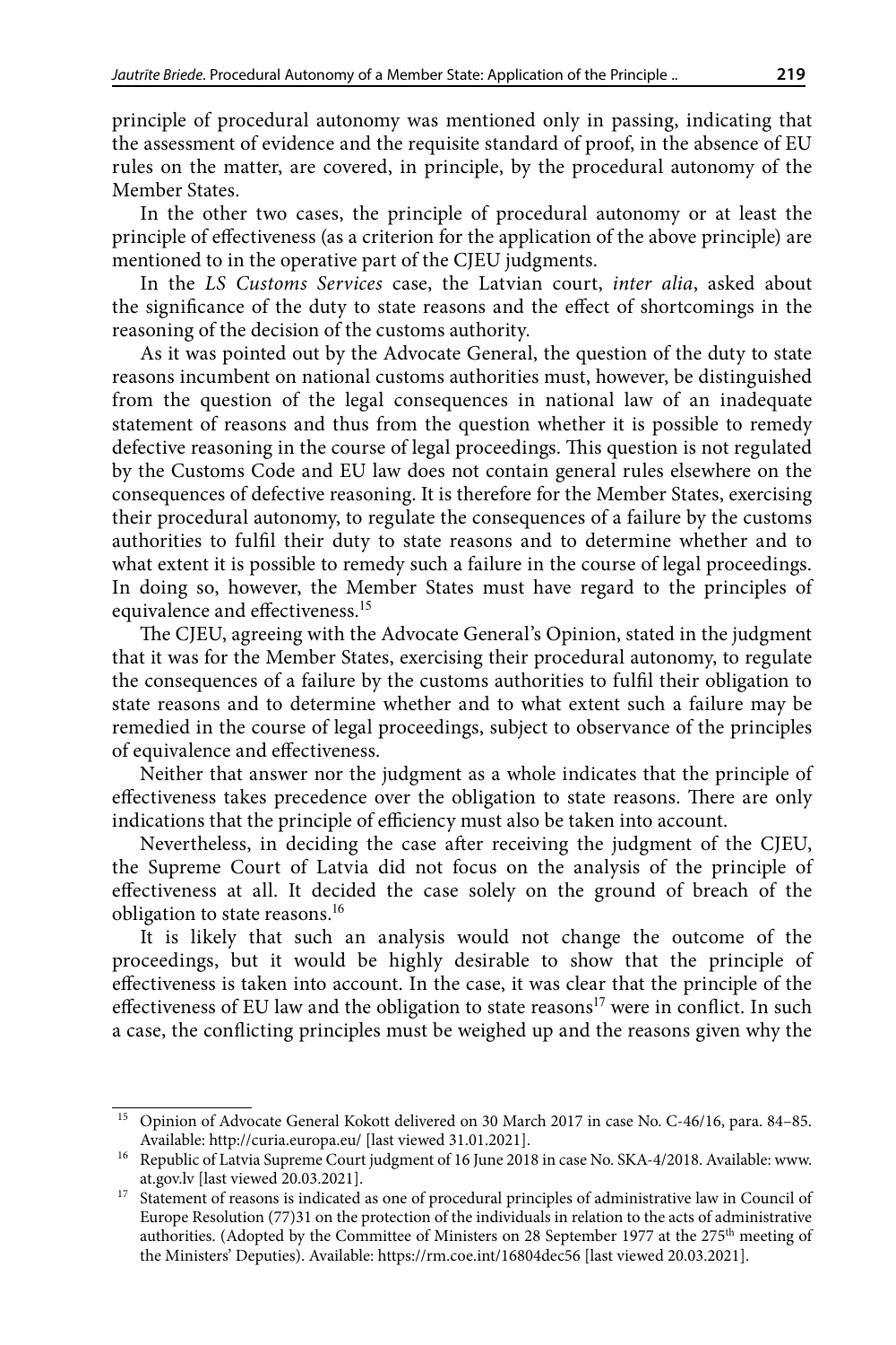principle of procedural autonomy was mentioned only in passing, indicating that the assessment of evidence and the requisite standard of proof, in the absence of EU rules on the matter, are covered, in principle, by the procedural autonomy of the Member States.

In the other two cases, the principle of procedural autonomy or at least the principle of effectiveness (as a criterion for the application of the above principle) are mentioned to in the operative part of the CJEU judgments.

In the *LS Customs Services* case, the Latvian court, *inter alia*, asked about the significance of the duty to state reasons and the effect of shortcomings in the reasoning of the decision of the customs authority.

As it was pointed out by the Advocate General, the question of the duty to state reasons incumbent on national customs authorities must, however, be distinguished from the question of the legal consequences in national law of an inadequate statement of reasons and thus from the question whether it is possible to remedy defective reasoning in the course of legal proceedings. This question is not regulated by the Customs Code and EU law does not contain general rules elsewhere on the consequences of defective reasoning. It is therefore for the Member States, exercising their procedural autonomy, to regulate the consequences of a failure by the customs authorities to fulfil their duty to state reasons and to determine whether and to what extent it is possible to remedy such a failure in the course of legal proceedings. In doing so, however, the Member States must have regard to the principles of equivalence and effectiveness.[15]

The CJEU, agreeing with the Advocate General's Opinion, stated in the judgment that it was for the Member States, exercising their procedural autonomy, to regulate the consequences of a failure by the customs authorities to fulfil their obligation to state reasons and to determine whether and to what extent such a failure may be remedied in the course of legal proceedings, subject to observance of the principles of equivalence and effectiveness.

Neither that answer nor the judgment as a whole indicates that the principle of effectiveness takes precedence over the obligation to state reasons. There are only indications that the principle of efficiency must also be taken into account.

Nevertheless, in deciding the case after receiving the judgment of the CJEU, the Supreme Court of Latvia did not focus on the analysis of the principle of effectiveness at all. It decided the case solely on the ground of breach of the obligation to state reasons.[16]

It is likely that such an analysis would not change the outcome of the proceedings, but it would be highly desirable to show that the principle of effectiveness is taken into account. In the case, it was clear that the principle of the effectiveness of EU law and the obligation to state reasons[17] were in conflict. In such a case, the conflicting principles must be weighed up and the reasons given why the

---

[15] Opinion of Advocate General Kokott delivered on 30 March 2017 in case No. C-46/16, para. 84–85. Available: http://curia.europa.eu/ [last viewed 31.01.2021].

[16] Republic of Latvia Supreme Court judgment of 16 June 2018 in case No. SKA-4/2018. Available: www.at.gov.lv [last viewed 20.03.2021].

[17] Statement of reasons is indicated as one of procedural principles of administrative law in Council of Europe Resolution (77)31 on the protection of the individuals in relation to the acts of administrative authorities. (Adopted by the Committee of Ministers on 28 September 1977 at the 275th meeting of the Ministers' Deputies). Available: https://rm.coe.int/16804dec56 [last viewed 20.03.2021].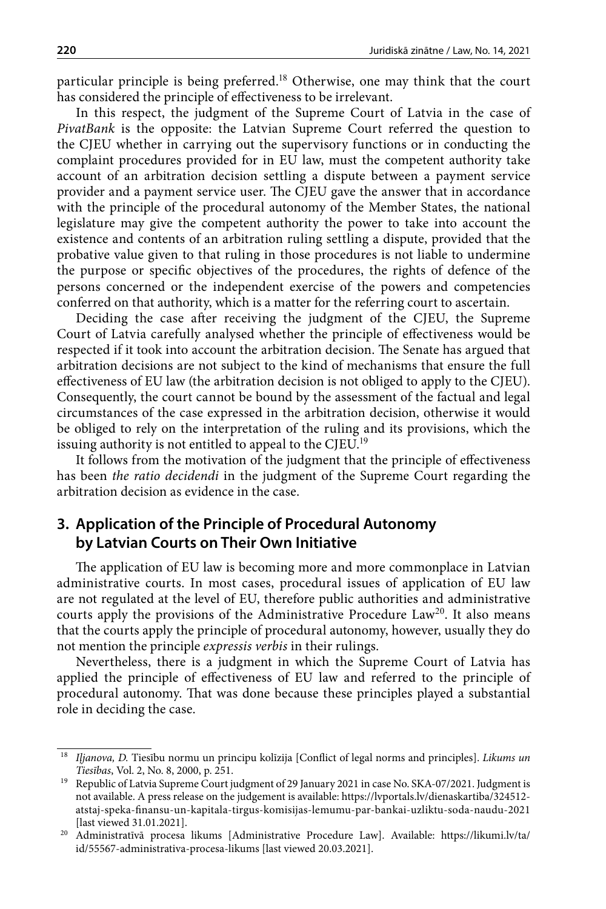particular principle is being preferred.[18] Otherwise, one may think that the court has considered the principle of effectiveness to be irrelevant.

In this respect, the judgment of the Supreme Court of Latvia in the case of *PivatBank* is the opposite: the Latvian Supreme Court referred the question to the CJEU whether in carrying out the supervisory functions or in conducting the complaint procedures provided for in EU law, must the competent authority take account of an arbitration decision settling a dispute between a payment service provider and a payment service user. The CJEU gave the answer that in accordance with the principle of the procedural autonomy of the Member States, the national legislature may give the competent authority the power to take into account the existence and contents of an arbitration ruling settling a dispute, provided that the probative value given to that ruling in those procedures is not liable to undermine the purpose or specific objectives of the procedures, the rights of defence of the persons concerned or the independent exercise of the powers and competencies conferred on that authority, which is a matter for the referring court to ascertain.

Deciding the case after receiving the judgment of the CJEU, the Supreme Court of Latvia carefully analysed whether the principle of effectiveness would be respected if it took into account the arbitration decision. The Senate has argued that arbitration decisions are not subject to the kind of mechanisms that ensure the full effectiveness of EU law (the arbitration decision is not obliged to apply to the CJEU). Consequently, the court cannot be bound by the assessment of the factual and legal circumstances of the case expressed in the arbitration decision, otherwise it would be obliged to rely on the interpretation of the ruling and its provisions, which the issuing authority is not entitled to appeal to the CJEU.[19]

It follows from the motivation of the judgment that the principle of effectiveness has been *the ratio decidendi* in the judgment of the Supreme Court regarding the arbitration decision as evidence in the case.

## 3. Application of the Principle of Procedural Autonomy by Latvian Courts on Their Own Initiative

The application of EU law is becoming more and more commonplace in Latvian administrative courts. In most cases, procedural issues of application of EU law are not regulated at the level of EU, therefore public authorities and administrative courts apply the provisions of the Administrative Procedure Law[20]. It also means that the courts apply the principle of procedural autonomy, however, usually they do not mention the principle *expressis verbis* in their rulings.

Nevertheless, there is a judgment in which the Supreme Court of Latvia has applied the principle of effectiveness of EU law and referred to the principle of procedural autonomy. That was done because these principles played a substantial role in deciding the case.

---

[18] *Iljanova, D.* Tiesību normu un principu kolīzija [Conflict of legal norms and principles]. *Likums un Tiesības*, Vol. 2, No. 8, 2000, p. 251.

[19] Republic of Latvia Supreme Court judgment of 29 January 2021 in case No. SKA-07/2021. Judgment is not available. A press release on the judgement is available: https://lvportals.lv/dienaskartiba/324512-atstaj-speka-finansu-un-kapitala-tirgus-komisijas-lemumu-par-bankai-uzliktu-soda-naudu-2021 [last viewed 31.01.2021].

[20] Administratīvā procesa likums [Administrative Procedure Law]. Available: https://likumi.lv/ta/id/55567-administrativa-procesa-likums [last viewed 20.03.2021].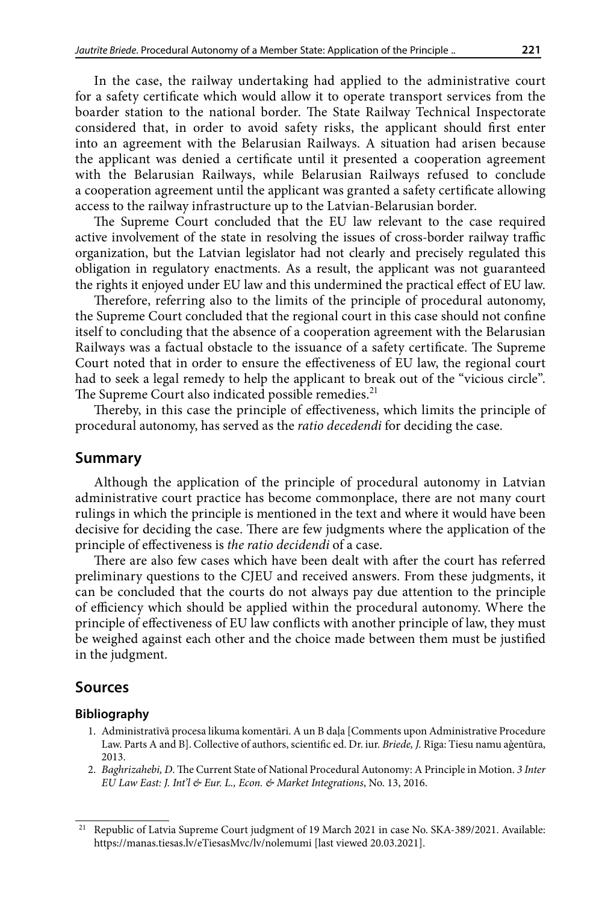In the case, the railway undertaking had applied to the administrative court for a safety certificate which would allow it to operate transport services from the boarder station to the national border. The State Railway Technical Inspectorate considered that, in order to avoid safety risks, the applicant should first enter into an agreement with the Belarusian Railways. A situation had arisen because the applicant was denied a certificate until it presented a cooperation agreement with the Belarusian Railways, while Belarusian Railways refused to conclude a cooperation agreement until the applicant was granted a safety certificate allowing access to the railway infrastructure up to the Latvian-Belarusian border.

The Supreme Court concluded that the EU law relevant to the case required active involvement of the state in resolving the issues of cross-border railway traffic organization, but the Latvian legislator had not clearly and precisely regulated this obligation in regulatory enactments. As a result, the applicant was not guaranteed the rights it enjoyed under EU law and this undermined the practical effect of EU law.

Therefore, referring also to the limits of the principle of procedural autonomy, the Supreme Court concluded that the regional court in this case should not confine itself to concluding that the absence of a cooperation agreement with the Belarusian Railways was a factual obstacle to the issuance of a safety certificate. The Supreme Court noted that in order to ensure the effectiveness of EU law, the regional court had to seek a legal remedy to help the applicant to break out of the "vicious circle". The Supreme Court also indicated possible remedies.[21]

Thereby, in this case the principle of effectiveness, which limits the principle of procedural autonomy, has served as the *ratio decedendi* for deciding the case.

## Summary

Although the application of the principle of procedural autonomy in Latvian administrative court practice has become commonplace, there are not many court rulings in which the principle is mentioned in the text and where it would have been decisive for deciding the case. There are few judgments where the application of the principle of effectiveness is *the ratio decidendi* of a case.

There are also few cases which have been dealt with after the court has referred preliminary questions to the CJEU and received answers. From these judgments, it can be concluded that the courts do not always pay due attention to the principle of efficiency which should be applied within the procedural autonomy. Where the principle of effectiveness of EU law conflicts with another principle of law, they must be weighed against each other and the choice made between them must be justified in the judgment.

## Sources

### Bibliography

1. Administratīvā procesa likuma komentāri. A un B daļa [Comments upon Administrative Procedure Law. Parts A and B]. Collective of authors, scientific ed. Dr. iur. *Briede, J.* Rīga: Tiesu namu aģentūra, 2013.
2. *Baghrizahebi, D*. The Current State of National Procedural Autonomy: A Principle in Motion. *3 Inter EU Law East: J. Int'l & Eur. L., Econ. & Market Integrations*, No. 13, 2016.

---

[21] Republic of Latvia Supreme Court judgment of 19 March 2021 in case No. SKA-389/2021. Available: https://manas.tiesas.lv/eTiesasMvc/lv/nolemumi [last viewed 20.03.2021].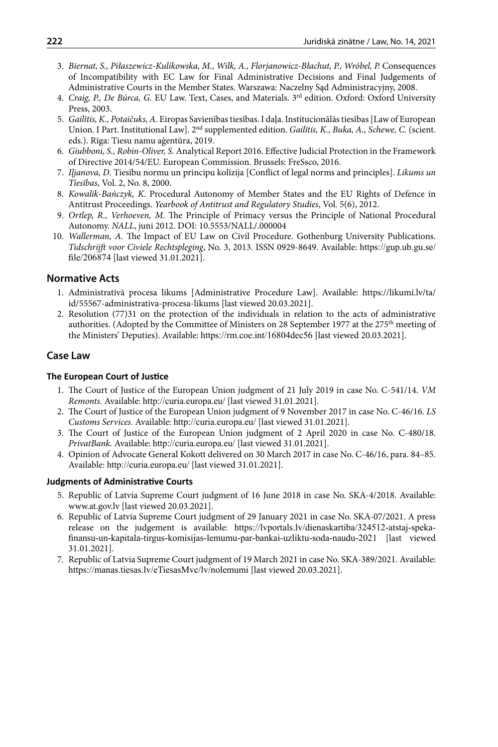3. *Biernat, S., Piłaszewicz-Kulikowska, M., Wilk, A., Florjanowicz-Błachut, P., Wróbel, P.* Consequences of Incompatibility with EC Law for Final Administrative Decisions and Final Judgements of Administrative Courts in the Member States. Warszawa: Naczelny Sąd Administracyjny, 2008.
4. *Craig, P., De Búrca, G.* EU Law. Text, Cases, and Materials. 3rd edition. Oxford: Oxford University Press, 2003.
5. *Gailītis, K., Potaičuks, A.* Eiropas Savienības tiesības. I daļa. Institucionālās tiesības [Law of European Union. I Part. Institutional Law]. 2nd supplemented edition. *Gailītis, K., Buka, A., Schewe, C.* (scient. eds.). Rīga: Tiesu namu aģentūra, 2019.
6. *Giubboni, S., Robin-Oliver, S.* Analytical Report 2016. Effective Judicial Protection in the Framework of Directive 2014/54/EU. European Commission. Brussels: FreSsco, 2016.
7. *Iljanova, D.* Tiesību normu un principu kolīzija [Conflict of legal norms and principles]. *Likums un Tiesības*, Vol. 2, No. 8, 2000.
8. *Kowalik-Bańczyk, K.* Procedural Autonomy of Member States and the EU Rights of Defence in Antitrust Proceedings. *Yearbook of Antitrust and Regulatory Studies*, Vol. 5(6), 2012.
9. *Ortlep, R., Verhoeven, M.* The Principle of Primacy versus the Principle of National Procedural Autonomy. *NALL*, juni 2012. DOI: 10.5553/NALL/.000004
10. *Wallerman, A.* The Impact of EU Law on Civil Procedure. Gothenburg University Publications. *Tidschrijft voor Civiele Rechtspleging*, No. 3, 2013. ISSN 0929-8649. Available: https://gup.ub.gu.se/file/206874 [last viewed 31.01.2021].

## Normative Acts

1. Administratīvā procesa likums [Administrative Procedure Law]. Available: https://likumi.lv/ta/id/55567-administrativa-procesa-likums [last viewed 20.03.2021].
2. Resolution (77)31 on the protection of the individuals in relation to the acts of administrative authorities. (Adopted by the Committee of Ministers on 28 September 1977 at the 275th meeting of the Ministers' Deputies). Available: https://rm.coe.int/16804dec56 [last viewed 20.03.2021].

## Case Law

### The European Court of Justice

1. The Court of Justice of the European Union judgment of 21 July 2019 in case No. C-541/14. *VM Remonts.* Available: http://curia.europa.eu/ [last viewed 31.01.2021].
2. The Court of Justice of the European Union judgment of 9 November 2017 in case No. C-46/16. *LS Customs Services.* Available: http://curia.europa.eu/ [last viewed 31.01.2021].
3. The Court of Justice of the European Union judgment of 2 April 2020 in case No. C-480/18. *PrivatBank.* Available: http://curia.europa.eu/ [last viewed 31.01.2021].
4. Opinion of Advocate General Kokott delivered on 30 March 2017 in case No. C-46/16, para. 84–85. Available: http://curia.europa.eu/ [last viewed 31.01.2021].

### Judgments of Administrative Courts

5. Republic of Latvia Supreme Court judgment of 16 June 2018 in case No. SKA-4/2018. Available: www.at.gov.lv [last viewed 20.03.2021].
6. Republic of Latvia Supreme Court judgment of 29 January 2021 in case No. SKA-07/2021. A press release on the judgement is available: https://lvportals.lv/dienaskartiba/324512-atstaj-speka-finansu-un-kapitala-tirgus-komisijas-lemumu-par-bankai-uzliktu-soda-naudu-2021 [last viewed 31.01.2021].
7. Republic of Latvia Supreme Court judgment of 19 March 2021 in case No. SKA-389/2021. Available: https://manas.tiesas.lv/eTiesasMvc/lv/nolemumi [last viewed 20.03.2021].